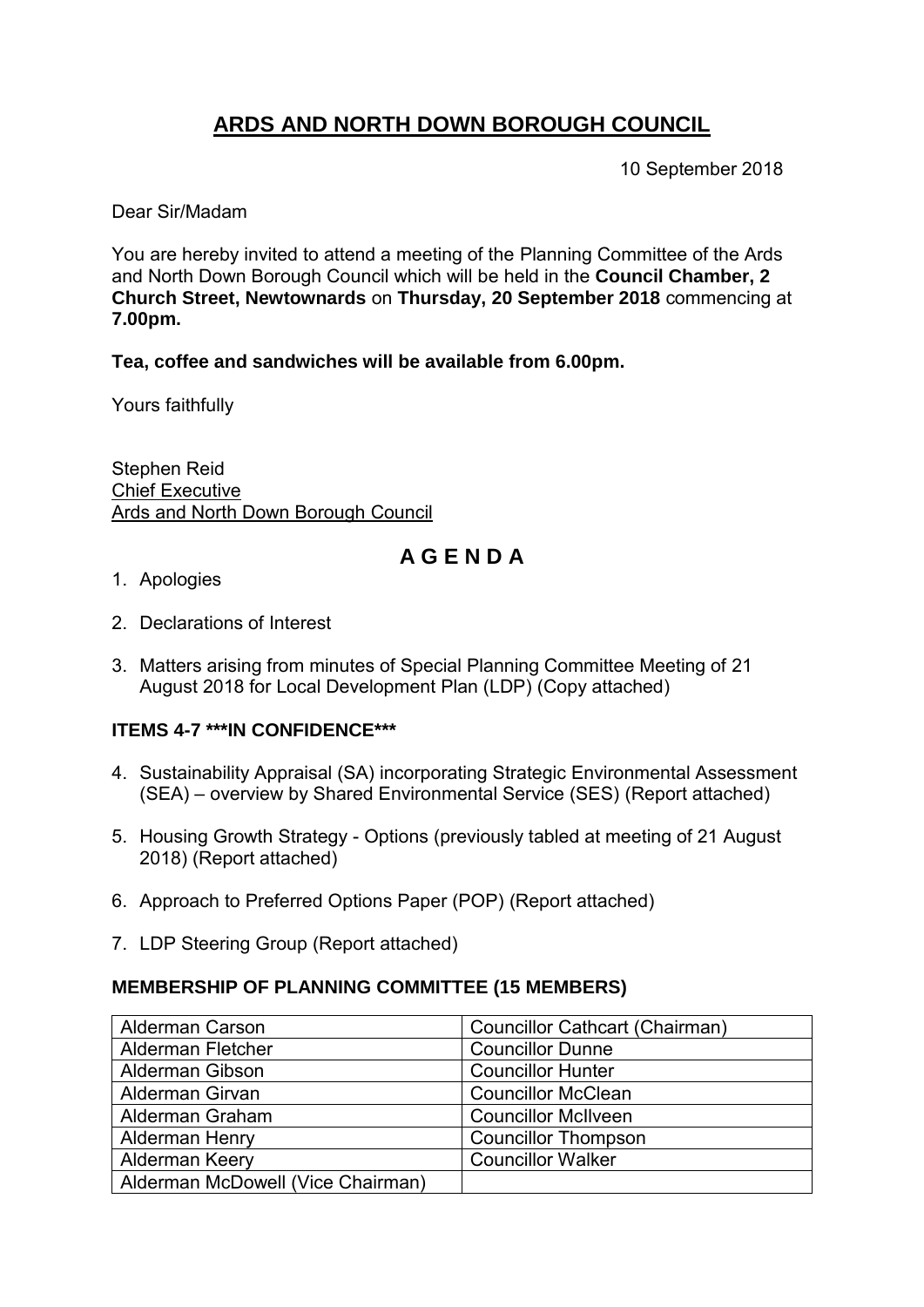# ARDS AND NORTH DOWN BOROUGH COUNCIL

10 September 2018

Dear Sir/Madam

You are hereby invited to attend a meeting of the Planning Committee of the Ards and North Down Borough Council which will be held in the **Council Chamber, 2 Church Street, Newtownards** on **Thursday, 20 September 2018** commencing at **7.00pm.**

**Tea, coffee and sandwiches will be available from 6.00pm.**

Yours faithfully

Stephen Reid
Chief Executive
Ards and North Down Borough Council

## A G E N D A

1. Apologies
2. Declarations of Interest
3. Matters arising from minutes of Special Planning Committee Meeting of 21 August 2018 for Local Development Plan (LDP) (Copy attached)

**ITEMS 4-7 ***IN CONFIDENCE*****

4. Sustainability Appraisal (SA) incorporating Strategic Environmental Assessment (SEA) – overview by Shared Environmental Service (SES) (Report attached)
5. Housing Growth Strategy - Options (previously tabled at meeting of 21 August 2018) (Report attached)
6. Approach to Preferred Options Paper (POP) (Report attached)
7. LDP Steering Group (Report attached)

**MEMBERSHIP OF PLANNING COMMITTEE (15 MEMBERS)**

| | |
|---|---|
| Alderman Carson | Councillor Cathcart (Chairman) |
| Alderman Fletcher | Councillor Dunne |
| Alderman Gibson | Councillor Hunter |
| Alderman Girvan | Councillor McClean |
| Alderman Graham | Councillor McIlveen |
| Alderman Henry | Councillor Thompson |
| Alderman Keery | Councillor Walker |
| Alderman McDowell (Vice Chairman) | |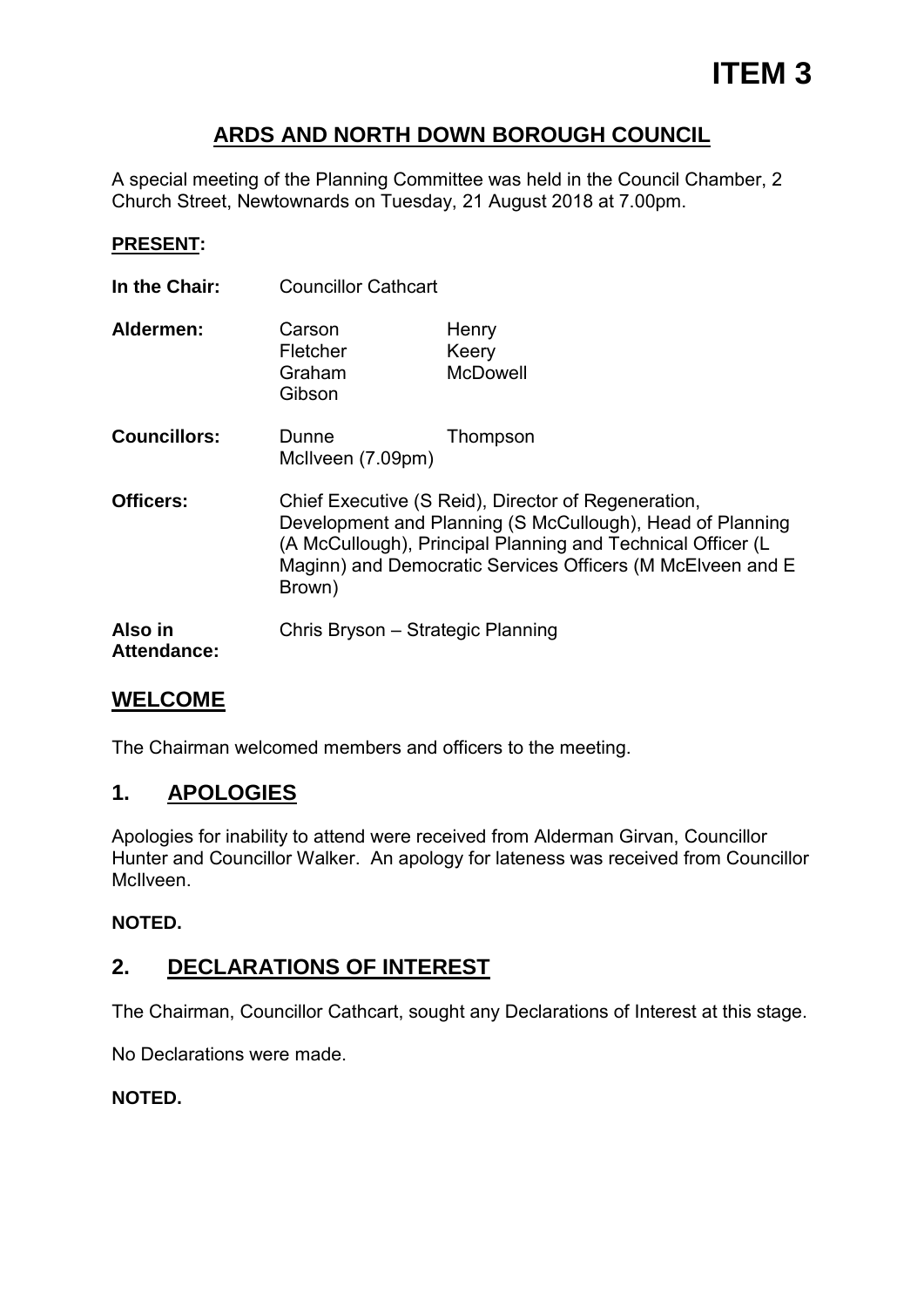# ITEM 3

## ARDS AND NORTH DOWN BOROUGH COUNCIL

A special meeting of the Planning Committee was held in the Council Chamber, 2 Church Street, Newtownards on Tuesday, 21 August 2018 at 7.00pm.

**PRESENT:**

| | | |
|---|---|---|
| **In the Chair:** | Councillor Cathcart | |
| **Aldermen:** | Carson<br>Fletcher<br>Graham<br>Gibson | Henry<br>Keery<br>McDowell |
| **Councillors:** | Dunne<br>McIlveen (7.09pm) | Thompson |
| **Officers:** | Chief Executive (S Reid), Director of Regeneration, Development and Planning (S McCullough), Head of Planning (A McCullough), Principal Planning and Technical Officer (L Maginn) and Democratic Services Officers (M McElveen and E Brown) | |
| **Also in Attendance:** | Chris Bryson – Strategic Planning | |

## WELCOME

The Chairman welcomed members and officers to the meeting.

## 1. APOLOGIES

Apologies for inability to attend were received from Alderman Girvan, Councillor Hunter and Councillor Walker. An apology for lateness was received from Councillor McIlveen.

**NOTED.**

## 2. DECLARATIONS OF INTEREST

The Chairman, Councillor Cathcart, sought any Declarations of Interest at this stage.

No Declarations were made.

**NOTED.**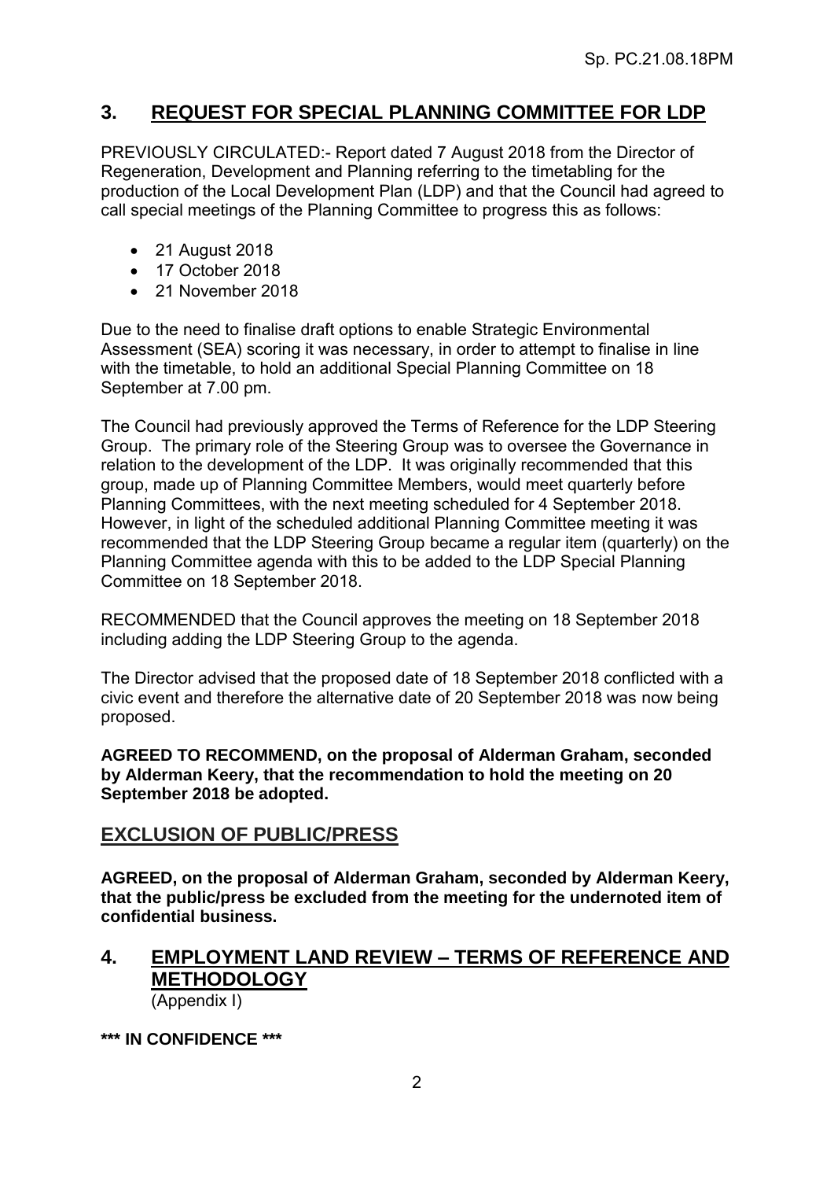## 3. REQUEST FOR SPECIAL PLANNING COMMITTEE FOR LDP

PREVIOUSLY CIRCULATED:- Report dated 7 August 2018 from the Director of Regeneration, Development and Planning referring to the timetabling for the production of the Local Development Plan (LDP) and that the Council had agreed to call special meetings of the Planning Committee to progress this as follows:

- 21 August 2018
- 17 October 2018
- 21 November 2018

Due to the need to finalise draft options to enable Strategic Environmental Assessment (SEA) scoring it was necessary, in order to attempt to finalise in line with the timetable, to hold an additional Special Planning Committee on 18 September at 7.00 pm.

The Council had previously approved the Terms of Reference for the LDP Steering Group. The primary role of the Steering Group was to oversee the Governance in relation to the development of the LDP. It was originally recommended that this group, made up of Planning Committee Members, would meet quarterly before Planning Committees, with the next meeting scheduled for 4 September 2018. However, in light of the scheduled additional Planning Committee meeting it was recommended that the LDP Steering Group became a regular item (quarterly) on the Planning Committee agenda with this to be added to the LDP Special Planning Committee on 18 September 2018.

RECOMMENDED that the Council approves the meeting on 18 September 2018 including adding the LDP Steering Group to the agenda.

The Director advised that the proposed date of 18 September 2018 conflicted with a civic event and therefore the alternative date of 20 September 2018 was now being proposed.

**AGREED TO RECOMMEND, on the proposal of Alderman Graham, seconded by Alderman Keery, that the recommendation to hold the meeting on 20 September 2018 be adopted.**

## EXCLUSION OF PUBLIC/PRESS

**AGREED, on the proposal of Alderman Graham, seconded by Alderman Keery, that the public/press be excluded from the meeting for the undernoted item of confidential business.**

## 4. EMPLOYMENT LAND REVIEW – TERMS OF REFERENCE AND METHODOLOGY

(Appendix I)

**\*\*\* IN CONFIDENCE \*\*\***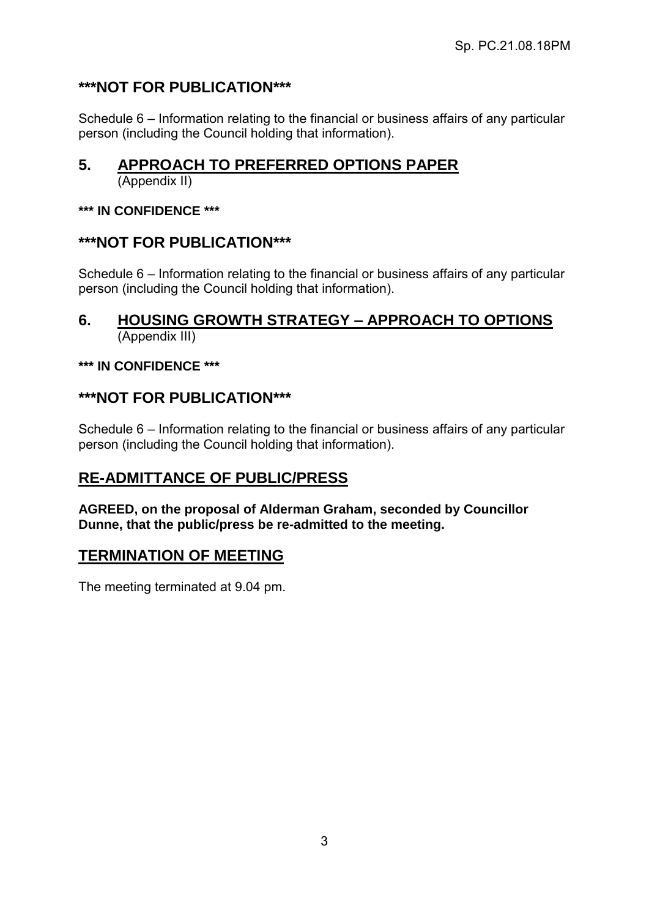## ***NOT FOR PUBLICATION***

Schedule 6 – Information relating to the financial or business affairs of any particular person (including the Council holding that information).

## 5. APPROACH TO PREFERRED OPTIONS PAPER

(Appendix II)

**\*\*\* IN CONFIDENCE \*\*\***

## ***NOT FOR PUBLICATION***

Schedule 6 – Information relating to the financial or business affairs of any particular person (including the Council holding that information).

## 6. HOUSING GROWTH STRATEGY – APPROACH TO OPTIONS

(Appendix III)

**\*\*\* IN CONFIDENCE \*\*\***

## ***NOT FOR PUBLICATION***

Schedule 6 – Information relating to the financial or business affairs of any particular person (including the Council holding that information).

## RE-ADMITTANCE OF PUBLIC/PRESS

**AGREED, on the proposal of Alderman Graham, seconded by Councillor Dunne, that the public/press be re-admitted to the meeting.**

## TERMINATION OF MEETING

The meeting terminated at 9.04 pm.